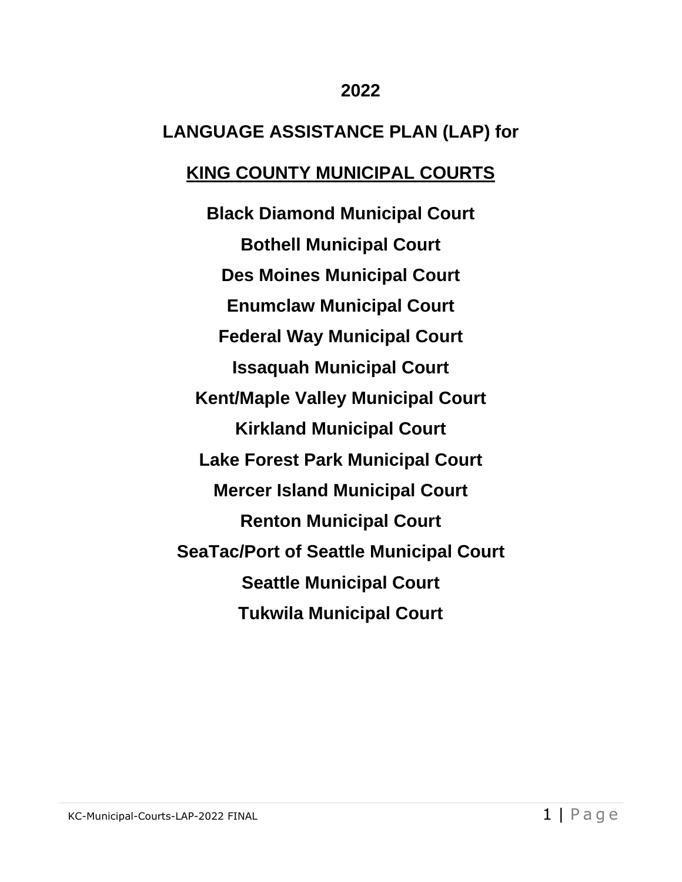# 2022

# LANGUAGE ASSISTANCE PLAN (LAP) for

## KING COUNTY MUNICIPAL COURTS

**Black Diamond Municipal Court**

**Bothell Municipal Court**

**Des Moines Municipal Court**

**Enumclaw Municipal Court**

**Federal Way Municipal Court**

**Issaquah Municipal Court**

**Kent/Maple Valley Municipal Court**

**Kirkland Municipal Court**

**Lake Forest Park Municipal Court**

**Mercer Island Municipal Court**

**Renton Municipal Court**

**SeaTac/Port of Seattle Municipal Court**

**Seattle Municipal Court**

**Tukwila Municipal Court**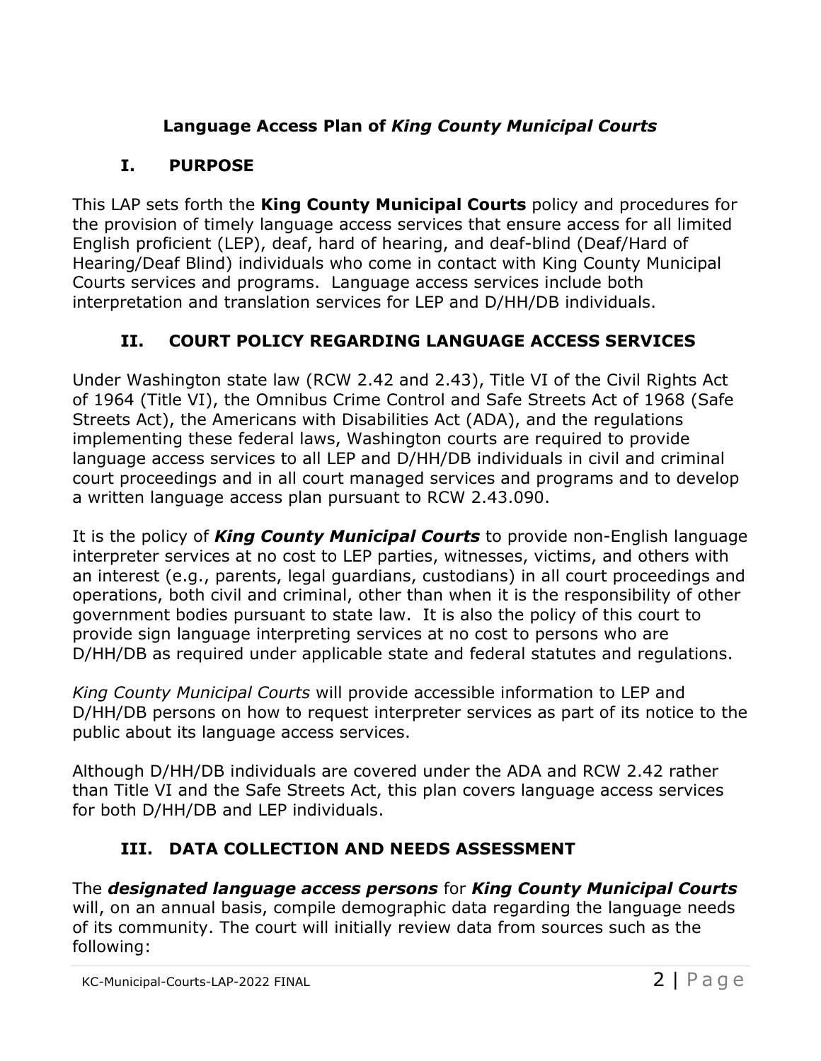## Language Access Plan of *King County Municipal Courts*

### I. PURPOSE

This LAP sets forth the **King County Municipal Courts** policy and procedures for the provision of timely language access services that ensure access for all limited English proficient (LEP), deaf, hard of hearing, and deaf-blind (Deaf/Hard of Hearing/Deaf Blind) individuals who come in contact with King County Municipal Courts services and programs. Language access services include both interpretation and translation services for LEP and D/HH/DB individuals.

### II. COURT POLICY REGARDING LANGUAGE ACCESS SERVICES

Under Washington state law (RCW 2.42 and 2.43), Title VI of the Civil Rights Act of 1964 (Title VI), the Omnibus Crime Control and Safe Streets Act of 1968 (Safe Streets Act), the Americans with Disabilities Act (ADA), and the regulations implementing these federal laws, Washington courts are required to provide language access services to all LEP and D/HH/DB individuals in civil and criminal court proceedings and in all court managed services and programs and to develop a written language access plan pursuant to RCW 2.43.090.

It is the policy of ***King County Municipal Courts*** to provide non-English language interpreter services at no cost to LEP parties, witnesses, victims, and others with an interest (e.g., parents, legal guardians, custodians) in all court proceedings and operations, both civil and criminal, other than when it is the responsibility of other government bodies pursuant to state law. It is also the policy of this court to provide sign language interpreting services at no cost to persons who are D/HH/DB as required under applicable state and federal statutes and regulations.

*King County Municipal Courts* will provide accessible information to LEP and D/HH/DB persons on how to request interpreter services as part of its notice to the public about its language access services.

Although D/HH/DB individuals are covered under the ADA and RCW 2.42 rather than Title VI and the Safe Streets Act, this plan covers language access services for both D/HH/DB and LEP individuals.

### III. DATA COLLECTION AND NEEDS ASSESSMENT

The ***designated language access persons*** for ***King County Municipal Courts*** will, on an annual basis, compile demographic data regarding the language needs of its community. The court will initially review data from sources such as the following: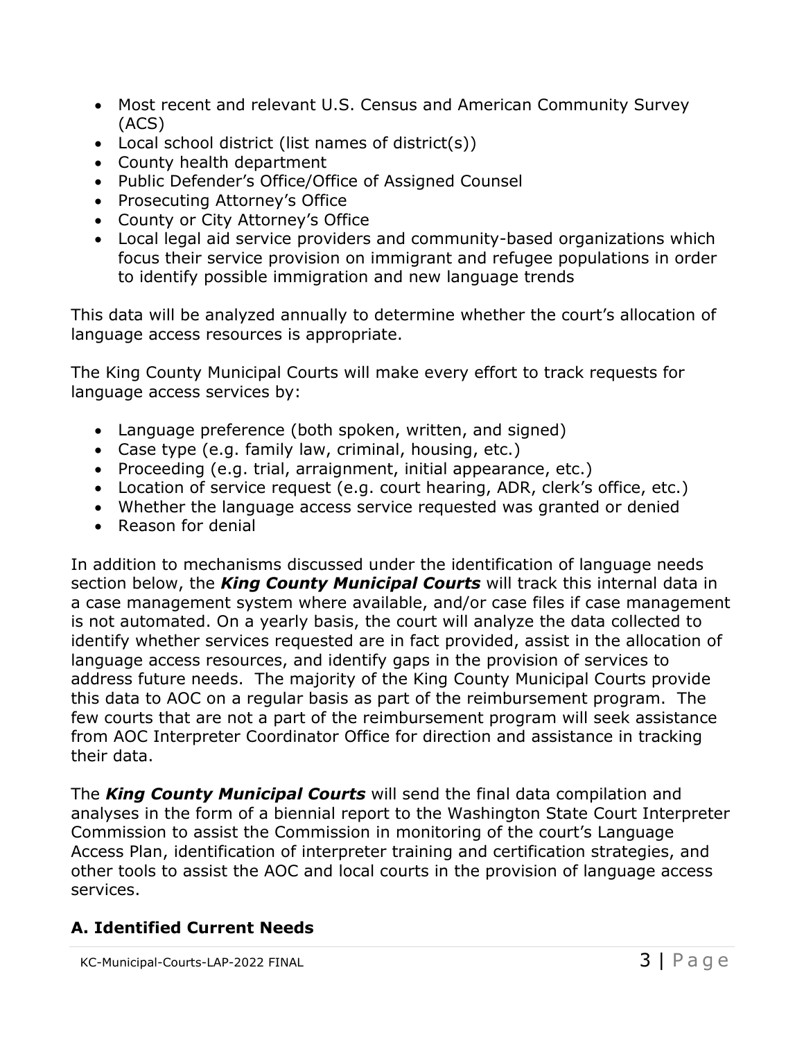- Most recent and relevant U.S. Census and American Community Survey (ACS)
- Local school district (list names of district(s))
- County health department
- Public Defender's Office/Office of Assigned Counsel
- Prosecuting Attorney's Office
- County or City Attorney's Office
- Local legal aid service providers and community-based organizations which focus their service provision on immigrant and refugee populations in order to identify possible immigration and new language trends

This data will be analyzed annually to determine whether the court's allocation of language access resources is appropriate.

The King County Municipal Courts will make every effort to track requests for language access services by:

- Language preference (both spoken, written, and signed)
- Case type (e.g. family law, criminal, housing, etc.)
- Proceeding (e.g. trial, arraignment, initial appearance, etc.)
- Location of service request (e.g. court hearing, ADR, clerk's office, etc.)
- Whether the language access service requested was granted or denied
- Reason for denial

In addition to mechanisms discussed under the identification of language needs section below, the ***King County Municipal Courts*** will track this internal data in a case management system where available, and/or case files if case management is not automated. On a yearly basis, the court will analyze the data collected to identify whether services requested are in fact provided, assist in the allocation of language access resources, and identify gaps in the provision of services to address future needs. The majority of the King County Municipal Courts provide this data to AOC on a regular basis as part of the reimbursement program. The few courts that are not a part of the reimbursement program will seek assistance from AOC Interpreter Coordinator Office for direction and assistance in tracking their data.

The ***King County Municipal Courts*** will send the final data compilation and analyses in the form of a biennial report to the Washington State Court Interpreter Commission to assist the Commission in monitoring of the court's Language Access Plan, identification of interpreter training and certification strategies, and other tools to assist the AOC and local courts in the provision of language access services.

## A. Identified Current Needs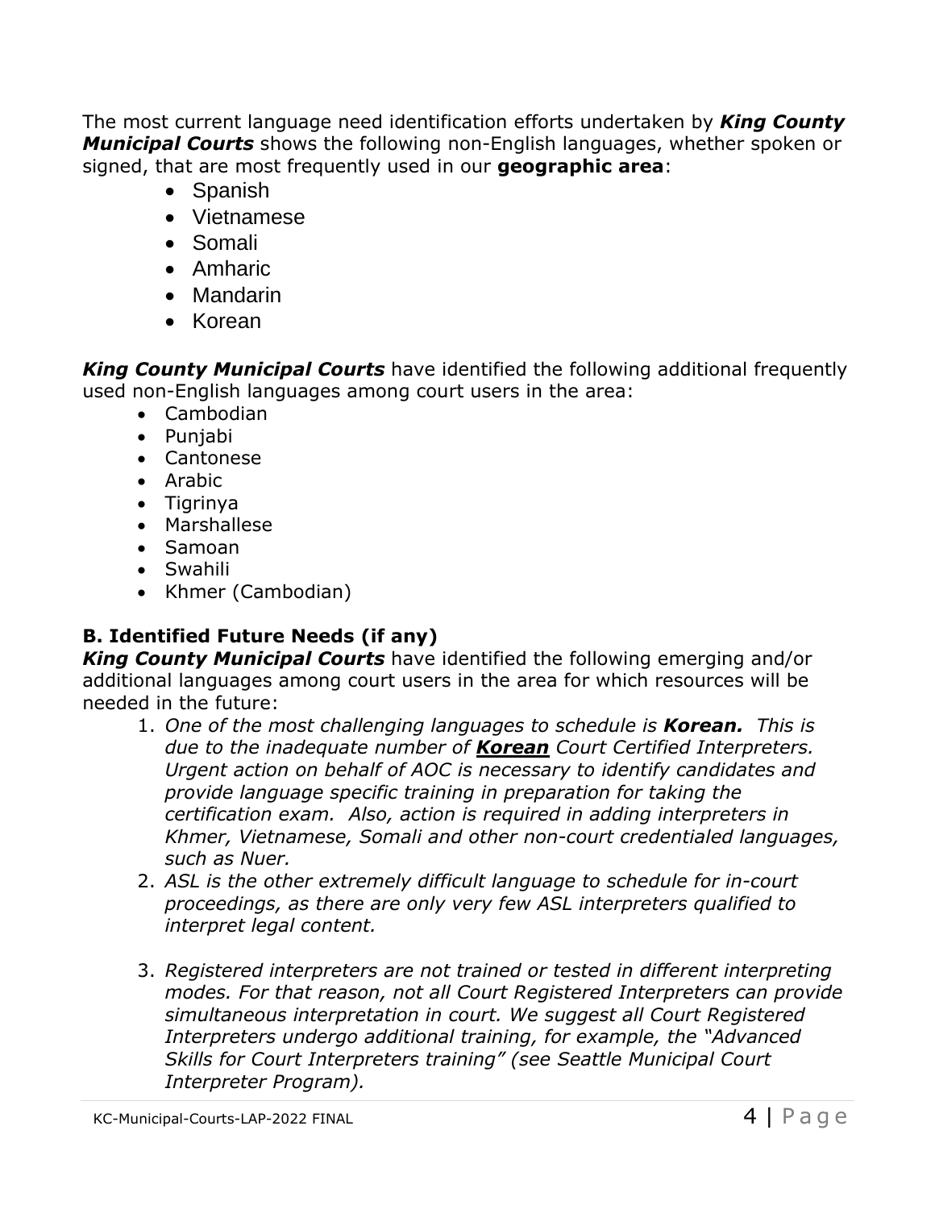The most current language need identification efforts undertaken by ***King County Municipal Courts*** shows the following non-English languages, whether spoken or signed, that are most frequently used in our **geographic area**:

- Spanish
- Vietnamese
- Somali
- Amharic
- Mandarin
- Korean

***King County Municipal Courts*** have identified the following additional frequently used non-English languages among court users in the area:

- Cambodian
- Punjabi
- Cantonese
- Arabic
- Tigrinya
- Marshallese
- Samoan
- Swahili
- Khmer (Cambodian)

### B. Identified Future Needs (if any)

***King County Municipal Courts*** have identified the following emerging and/or additional languages among court users in the area for which resources will be needed in the future:

1. *One of the most challenging languages to schedule is **Korean.** This is due to the inadequate number of **<u>Korean</u>** Court Certified Interpreters. Urgent action on behalf of AOC is necessary to identify candidates and provide language specific training in preparation for taking the certification exam. Also, action is required in adding interpreters in Khmer, Vietnamese, Somali and other non-court credentialed languages, such as Nuer.*
2. *ASL is the other extremely difficult language to schedule for in-court proceedings, as there are only very few ASL interpreters qualified to interpret legal content.*
3. *Registered interpreters are not trained or tested in different interpreting modes. For that reason, not all Court Registered Interpreters can provide simultaneous interpretation in court. We suggest all Court Registered Interpreters undergo additional training, for example, the "Advanced Skills for Court Interpreters training" (see Seattle Municipal Court Interpreter Program).*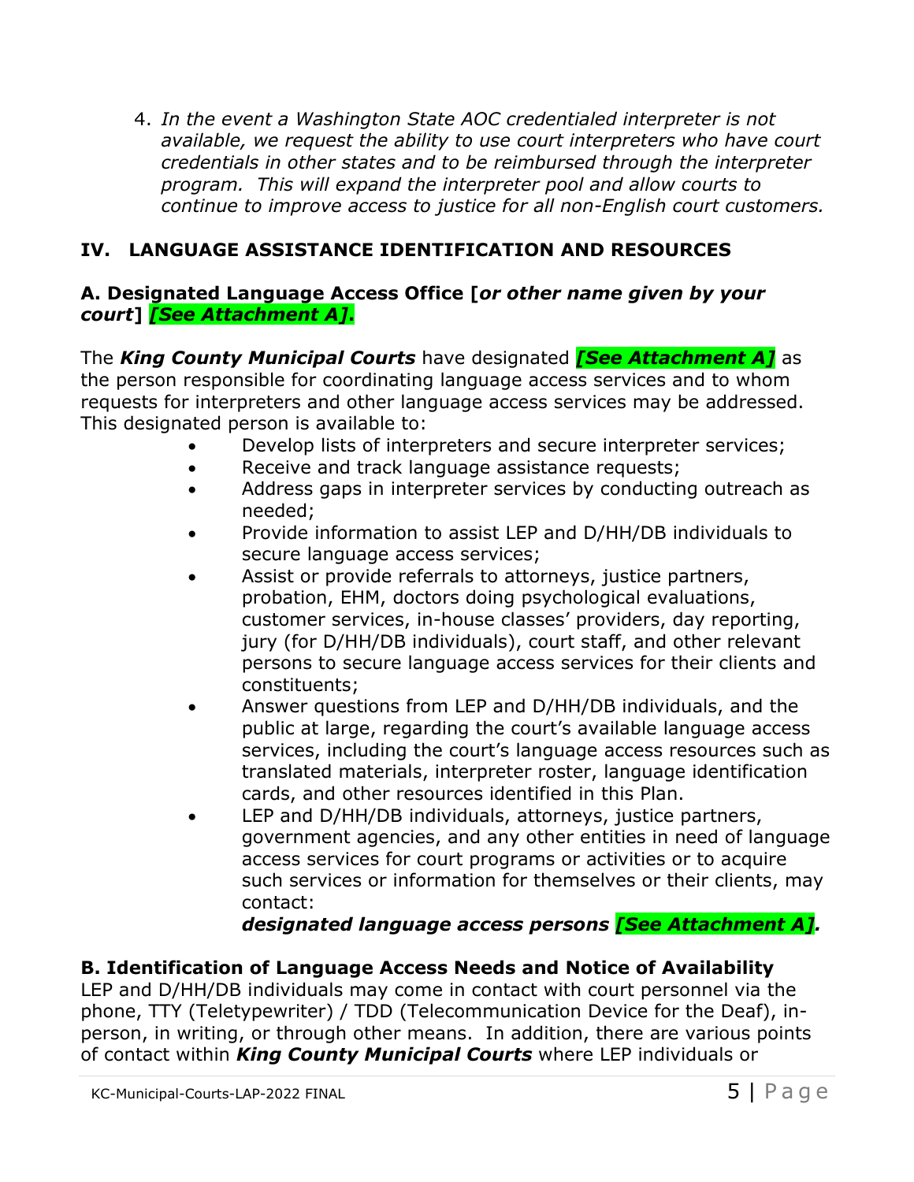4. *In the event a Washington State AOC credentialed interpreter is not available, we request the ability to use court interpreters who have court credentials in other states and to be reimbursed through the interpreter program. This will expand the interpreter pool and allow courts to continue to improve access to justice for all non-English court customers.*

## IV. LANGUAGE ASSISTANCE IDENTIFICATION AND RESOURCES

### A. Designated Language Access Office [*or other name given by your court*] *[See Attachment A]*.

The ***King County Municipal Courts*** have designated ***[See Attachment A]*** as the person responsible for coordinating language access services and to whom requests for interpreters and other language access services may be addressed. This designated person is available to:

- Develop lists of interpreters and secure interpreter services;
- Receive and track language assistance requests;
- Address gaps in interpreter services by conducting outreach as needed;
- Provide information to assist LEP and D/HH/DB individuals to secure language access services;
- Assist or provide referrals to attorneys, justice partners, probation, EHM, doctors doing psychological evaluations, customer services, in-house classes' providers, day reporting, jury (for D/HH/DB individuals), court staff, and other relevant persons to secure language access services for their clients and constituents;
- Answer questions from LEP and D/HH/DB individuals, and the public at large, regarding the court's available language access services, including the court's language access resources such as translated materials, interpreter roster, language identification cards, and other resources identified in this Plan.
- LEP and D/HH/DB individuals, attorneys, justice partners, government agencies, and any other entities in need of language access services for court programs or activities or to acquire such services or information for themselves or their clients, may contact:

  ***designated language access persons [See Attachment A].***

### B. Identification of Language Access Needs and Notice of Availability

LEP and D/HH/DB individuals may come in contact with court personnel via the phone, TTY (Teletypewriter) / TDD (Telecommunication Device for the Deaf), in-person, in writing, or through other means. In addition, there are various points of contact within ***King County Municipal Courts*** where LEP individuals or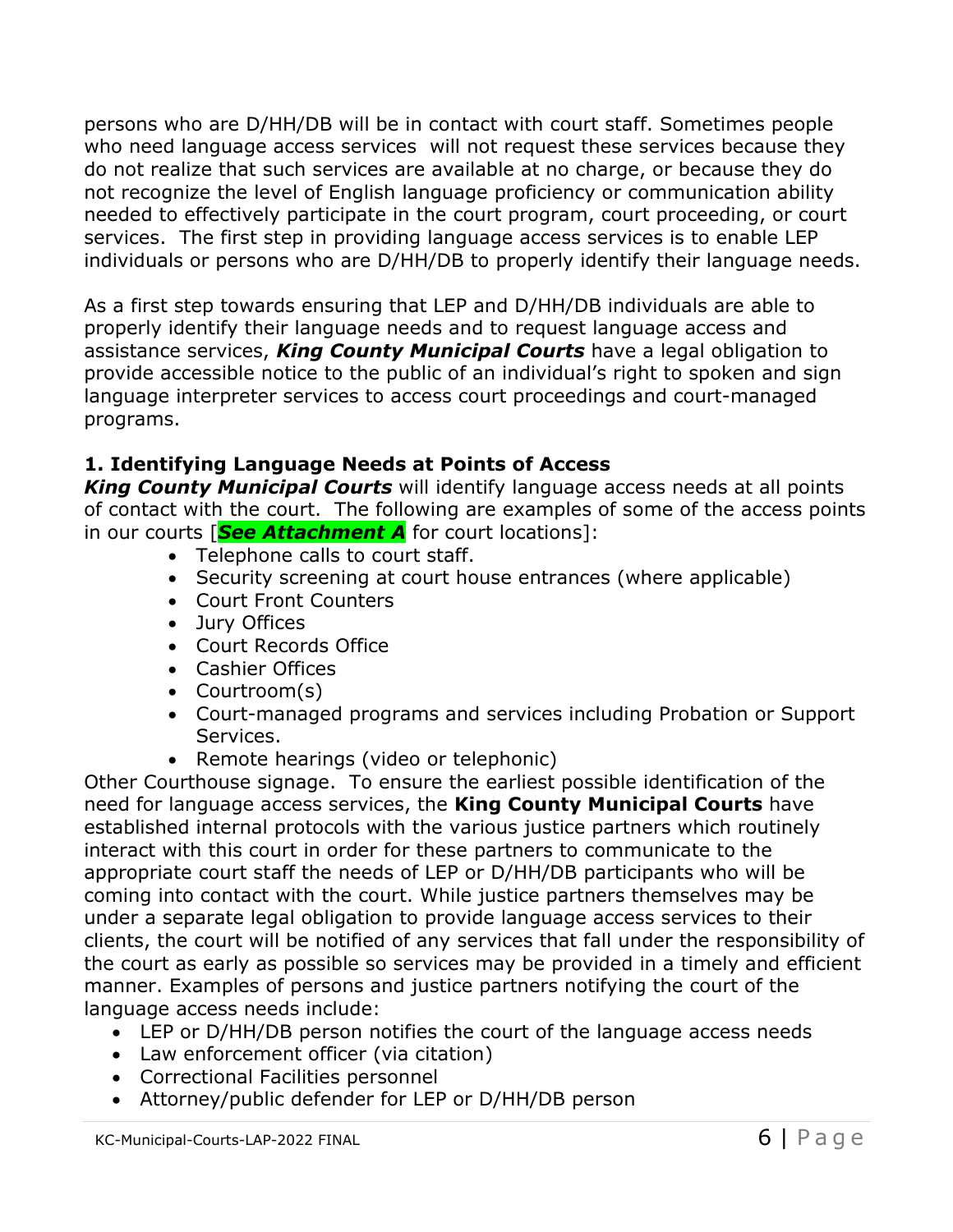persons who are D/HH/DB will be in contact with court staff. Sometimes people who need language access services will not request these services because they do not realize that such services are available at no charge, or because they do not recognize the level of English language proficiency or communication ability needed to effectively participate in the court program, court proceeding, or court services. The first step in providing language access services is to enable LEP individuals or persons who are D/HH/DB to properly identify their language needs.

As a first step towards ensuring that LEP and D/HH/DB individuals are able to properly identify their language needs and to request language access and assistance services, ***King County Municipal Courts*** have a legal obligation to provide accessible notice to the public of an individual's right to spoken and sign language interpreter services to access court proceedings and court-managed programs.

**1. Identifying Language Needs at Points of Access**

***King County Municipal Courts*** will identify language access needs at all points of contact with the court. The following are examples of some of the access points in our courts [***See Attachment A*** for court locations]:

- Telephone calls to court staff.
- Security screening at court house entrances (where applicable)
- Court Front Counters
- Jury Offices
- Court Records Office
- Cashier Offices
- Courtroom(s)
- Court-managed programs and services including Probation or Support Services.
- Remote hearings (video or telephonic)

Other Courthouse signage. To ensure the earliest possible identification of the need for language access services, the **King County Municipal Courts** have established internal protocols with the various justice partners which routinely interact with this court in order for these partners to communicate to the appropriate court staff the needs of LEP or D/HH/DB participants who will be coming into contact with the court. While justice partners themselves may be under a separate legal obligation to provide language access services to their clients, the court will be notified of any services that fall under the responsibility of the court as early as possible so services may be provided in a timely and efficient manner. Examples of persons and justice partners notifying the court of the language access needs include:

- LEP or D/HH/DB person notifies the court of the language access needs
- Law enforcement officer (via citation)
- Correctional Facilities personnel
- Attorney/public defender for LEP or D/HH/DB person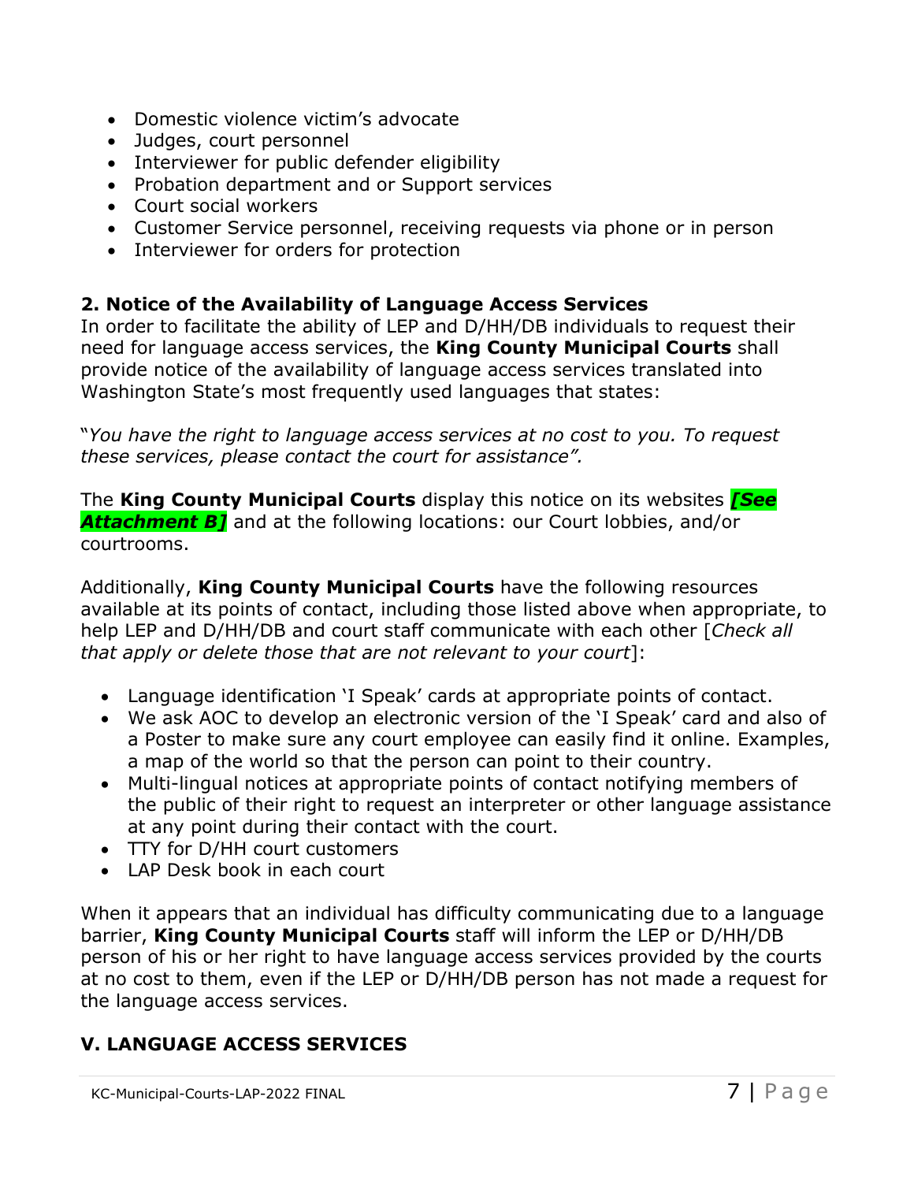- Domestic violence victim's advocate
- Judges, court personnel
- Interviewer for public defender eligibility
- Probation department and or Support services
- Court social workers
- Customer Service personnel, receiving requests via phone or in person
- Interviewer for orders for protection

### 2. Notice of the Availability of Language Access Services

In order to facilitate the ability of LEP and D/HH/DB individuals to request their need for language access services, the **King County Municipal Courts** shall provide notice of the availability of language access services translated into Washington State's most frequently used languages that states:

"*You have the right to language access services at no cost to you. To request these services, please contact the court for assistance".*

The **King County Municipal Courts** display this notice on its websites ***[See Attachment B]*** and at the following locations: our Court lobbies, and/or courtrooms.

Additionally, **King County Municipal Courts** have the following resources available at its points of contact, including those listed above when appropriate, to help LEP and D/HH/DB and court staff communicate with each other [*Check all that apply or delete those that are not relevant to your court*]:

- Language identification 'I Speak' cards at appropriate points of contact.
- We ask AOC to develop an electronic version of the 'I Speak' card and also of a Poster to make sure any court employee can easily find it online. Examples, a map of the world so that the person can point to their country.
- Multi-lingual notices at appropriate points of contact notifying members of the public of their right to request an interpreter or other language assistance at any point during their contact with the court.
- TTY for D/HH court customers
- LAP Desk book in each court

When it appears that an individual has difficulty communicating due to a language barrier, **King County Municipal Courts** staff will inform the LEP or D/HH/DB person of his or her right to have language access services provided by the courts at no cost to them, even if the LEP or D/HH/DB person has not made a request for the language access services.

## V. LANGUAGE ACCESS SERVICES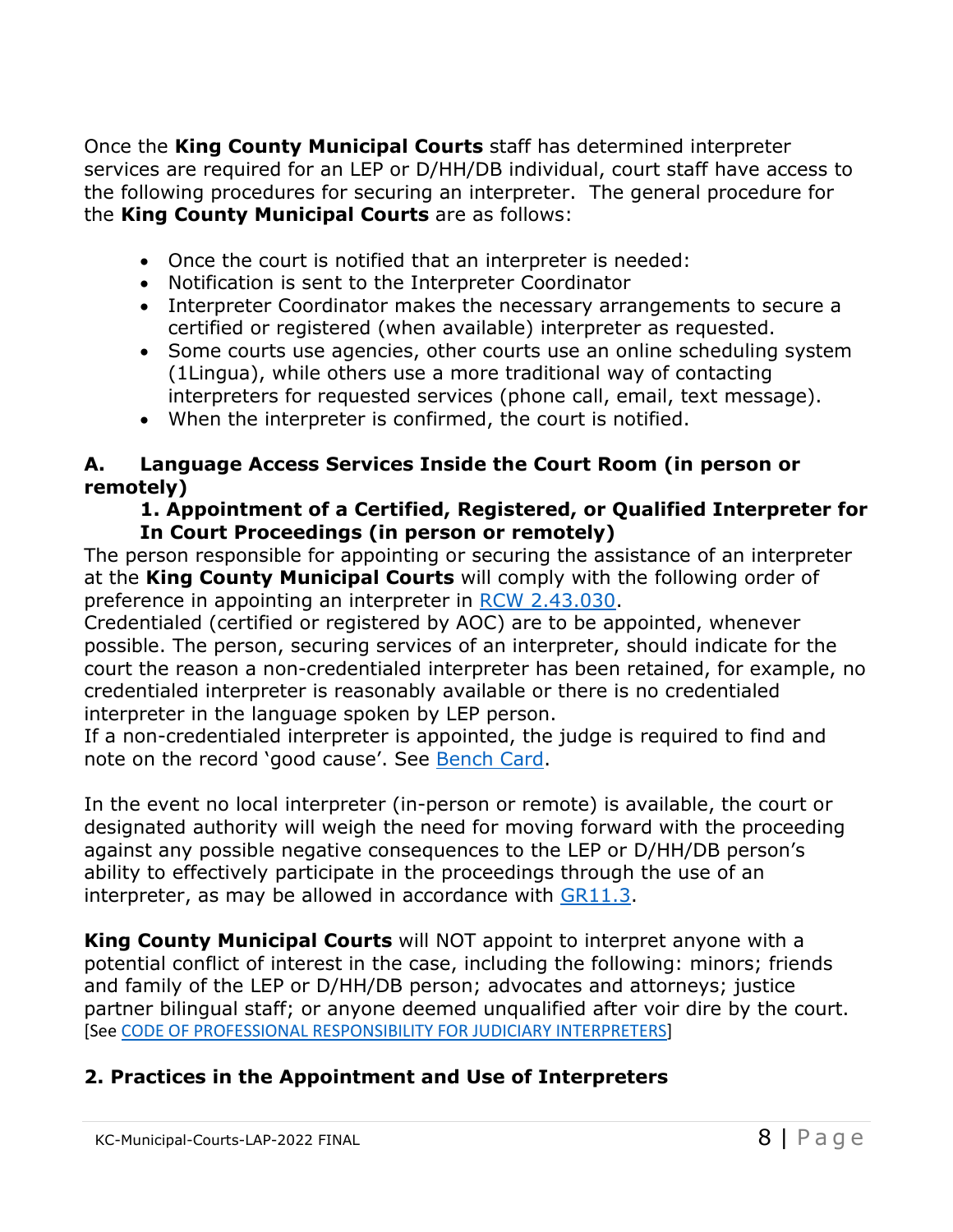Once the **King County Municipal Courts** staff has determined interpreter services are required for an LEP or D/HH/DB individual, court staff have access to the following procedures for securing an interpreter. The general procedure for the **King County Municipal Courts** are as follows:

- Once the court is notified that an interpreter is needed:
- Notification is sent to the Interpreter Coordinator
- Interpreter Coordinator makes the necessary arrangements to secure a certified or registered (when available) interpreter as requested.
- Some courts use agencies, other courts use an online scheduling system (1Lingua), while others use a more traditional way of contacting interpreters for requested services (phone call, email, text message).
- When the interpreter is confirmed, the court is notified.

## A. Language Access Services Inside the Court Room (in person or remotely)

### 1. Appointment of a Certified, Registered, or Qualified Interpreter for In Court Proceedings (in person or remotely)

The person responsible for appointing or securing the assistance of an interpreter at the **King County Municipal Courts** will comply with the following order of preference in appointing an interpreter in [RCW 2.43.030](RCW 2.43.030).
Credentialed (certified or registered by AOC) are to be appointed, whenever possible. The person, securing services of an interpreter, should indicate for the court the reason a non-credentialed interpreter has been retained, for example, no credentialed interpreter is reasonably available or there is no credentialed interpreter in the language spoken by LEP person.
If a non-credentialed interpreter is appointed, the judge is required to find and note on the record 'good cause'. See [Bench Card](Bench Card).

In the event no local interpreter (in-person or remote) is available, the court or designated authority will weigh the need for moving forward with the proceeding against any possible negative consequences to the LEP or D/HH/DB person's ability to effectively participate in the proceedings through the use of an interpreter, as may be allowed in accordance with [GR11.3](GR11.3).

**King County Municipal Courts** will NOT appoint to interpret anyone with a potential conflict of interest in the case, including the following: minors; friends and family of the LEP or D/HH/DB person; advocates and attorneys; justice partner bilingual staff; or anyone deemed unqualified after voir dire by the court. [See [CODE OF PROFESSIONAL RESPONSIBILITY FOR JUDICIARY INTERPRETERS](CODE OF PROFESSIONAL RESPONSIBILITY FOR JUDICIARY INTERPRETERS)]

### 2. Practices in the Appointment and Use of Interpreters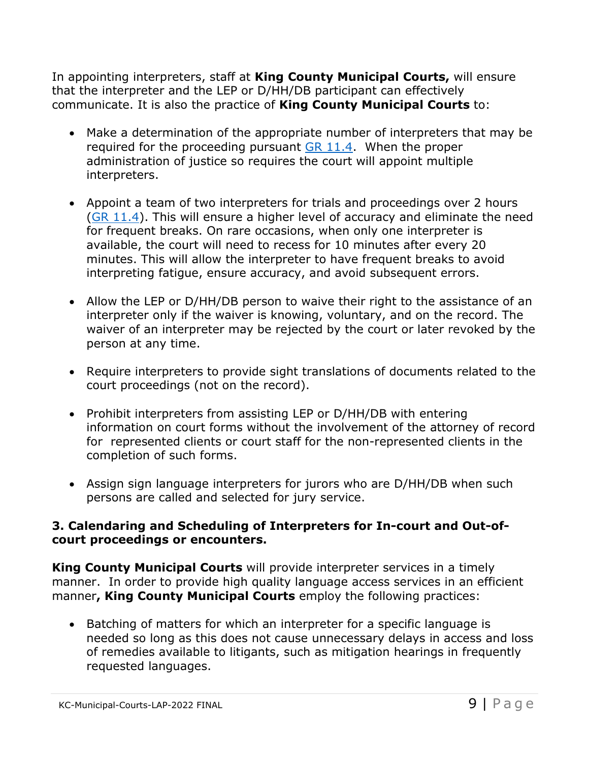In appointing interpreters, staff at **King County Municipal Courts,** will ensure that the interpreter and the LEP or D/HH/DB participant can effectively communicate. It is also the practice of **King County Municipal Courts** to:

- Make a determination of the appropriate number of interpreters that may be required for the proceeding pursuant GR 11.4. When the proper administration of justice so requires the court will appoint multiple interpreters.
- Appoint a team of two interpreters for trials and proceedings over 2 hours (GR 11.4). This will ensure a higher level of accuracy and eliminate the need for frequent breaks. On rare occasions, when only one interpreter is available, the court will need to recess for 10 minutes after every 20 minutes. This will allow the interpreter to have frequent breaks to avoid interpreting fatigue, ensure accuracy, and avoid subsequent errors.
- Allow the LEP or D/HH/DB person to waive their right to the assistance of an interpreter only if the waiver is knowing, voluntary, and on the record. The waiver of an interpreter may be rejected by the court or later revoked by the person at any time.
- Require interpreters to provide sight translations of documents related to the court proceedings (not on the record).
- Prohibit interpreters from assisting LEP or D/HH/DB with entering information on court forms without the involvement of the attorney of record for represented clients or court staff for the non-represented clients in the completion of such forms.
- Assign sign language interpreters for jurors who are D/HH/DB when such persons are called and selected for jury service.

### 3. Calendaring and Scheduling of Interpreters for In-court and Out-of-court proceedings or encounters.

**King County Municipal Courts** will provide interpreter services in a timely manner. In order to provide high quality language access services in an efficient manner**, King County Municipal Courts** employ the following practices:

- Batching of matters for which an interpreter for a specific language is needed so long as this does not cause unnecessary delays in access and loss of remedies available to litigants, such as mitigation hearings in frequently requested languages.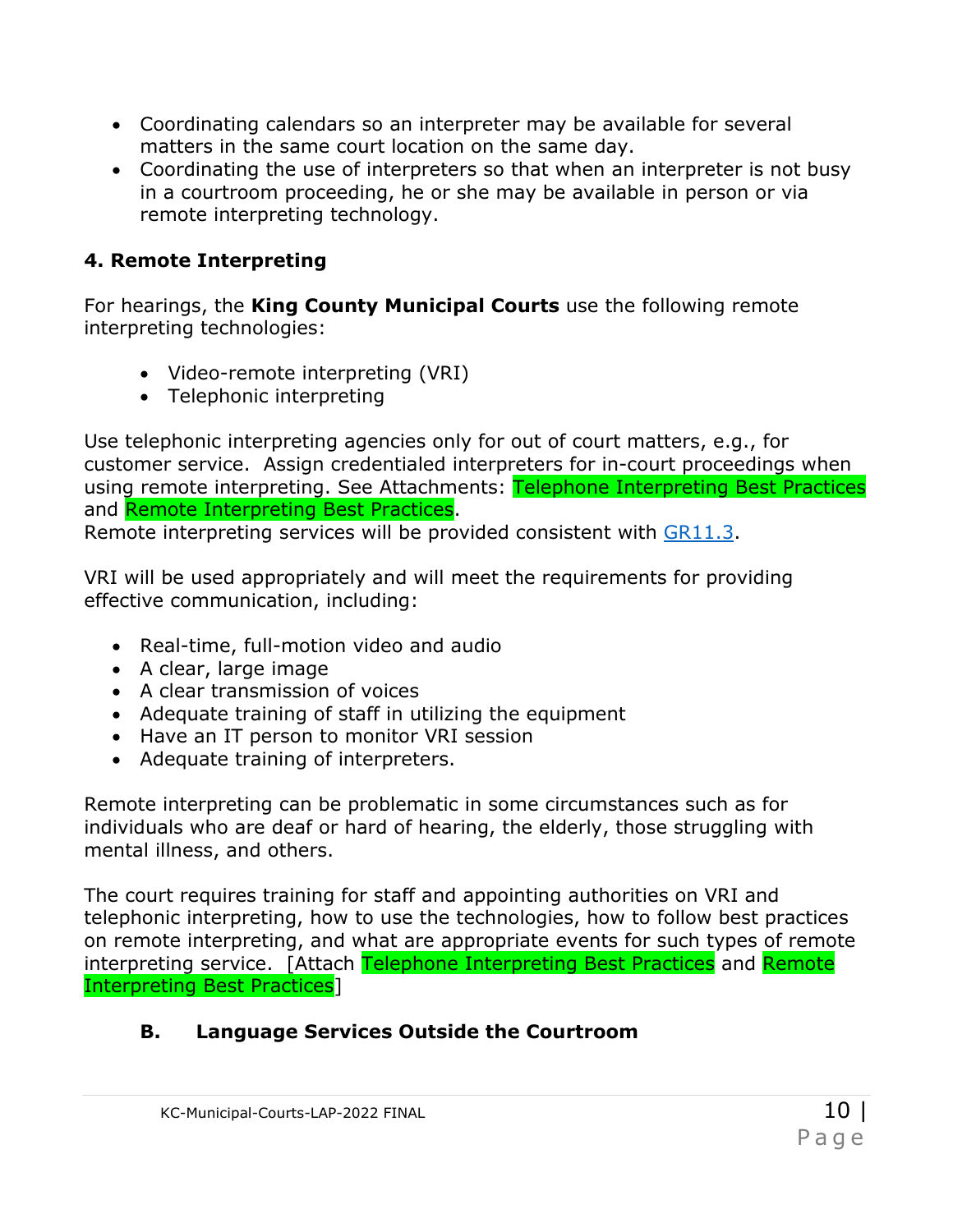- Coordinating calendars so an interpreter may be available for several matters in the same court location on the same day.
- Coordinating the use of interpreters so that when an interpreter is not busy in a courtroom proceeding, he or she may be available in person or via remote interpreting technology.

### 4. Remote Interpreting

For hearings, the **King County Municipal Courts** use the following remote interpreting technologies:

- Video-remote interpreting (VRI)
- Telephonic interpreting

Use telephonic interpreting agencies only for out of court matters, e.g., for customer service. Assign credentialed interpreters for in-court proceedings when using remote interpreting. See Attachments: Telephone Interpreting Best Practices and Remote Interpreting Best Practices.
Remote interpreting services will be provided consistent with GR11.3.

VRI will be used appropriately and will meet the requirements for providing effective communication, including:

- Real-time, full-motion video and audio
- A clear, large image
- A clear transmission of voices
- Adequate training of staff in utilizing the equipment
- Have an IT person to monitor VRI session
- Adequate training of interpreters.

Remote interpreting can be problematic in some circumstances such as for individuals who are deaf or hard of hearing, the elderly, those struggling with mental illness, and others.

The court requires training for staff and appointing authorities on VRI and telephonic interpreting, how to use the technologies, how to follow best practices on remote interpreting, and what are appropriate events for such types of remote interpreting service. [Attach Telephone Interpreting Best Practices and Remote Interpreting Best Practices]

## B. Language Services Outside the Courtroom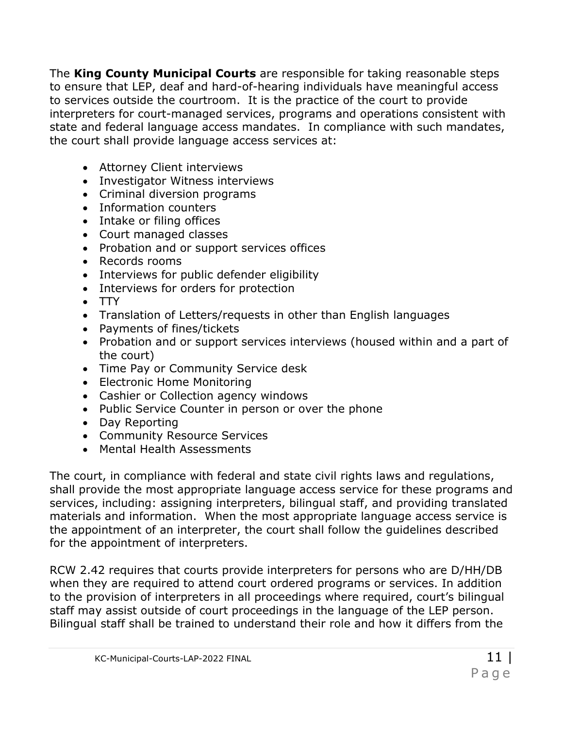The **King County Municipal Courts** are responsible for taking reasonable steps to ensure that LEP, deaf and hard-of-hearing individuals have meaningful access to services outside the courtroom. It is the practice of the court to provide interpreters for court-managed services, programs and operations consistent with state and federal language access mandates. In compliance with such mandates, the court shall provide language access services at:

- Attorney Client interviews
- Investigator Witness interviews
- Criminal diversion programs
- Information counters
- Intake or filing offices
- Court managed classes
- Probation and or support services offices
- Records rooms
- Interviews for public defender eligibility
- Interviews for orders for protection
- TTY
- Translation of Letters/requests in other than English languages
- Payments of fines/tickets
- Probation and or support services interviews (housed within and a part of the court)
- Time Pay or Community Service desk
- Electronic Home Monitoring
- Cashier or Collection agency windows
- Public Service Counter in person or over the phone
- Day Reporting
- Community Resource Services
- Mental Health Assessments

The court, in compliance with federal and state civil rights laws and regulations, shall provide the most appropriate language access service for these programs and services, including: assigning interpreters, bilingual staff, and providing translated materials and information. When the most appropriate language access service is the appointment of an interpreter, the court shall follow the guidelines described for the appointment of interpreters.

RCW 2.42 requires that courts provide interpreters for persons who are D/HH/DB when they are required to attend court ordered programs or services. In addition to the provision of interpreters in all proceedings where required, court's bilingual staff may assist outside of court proceedings in the language of the LEP person. Bilingual staff shall be trained to understand their role and how it differs from the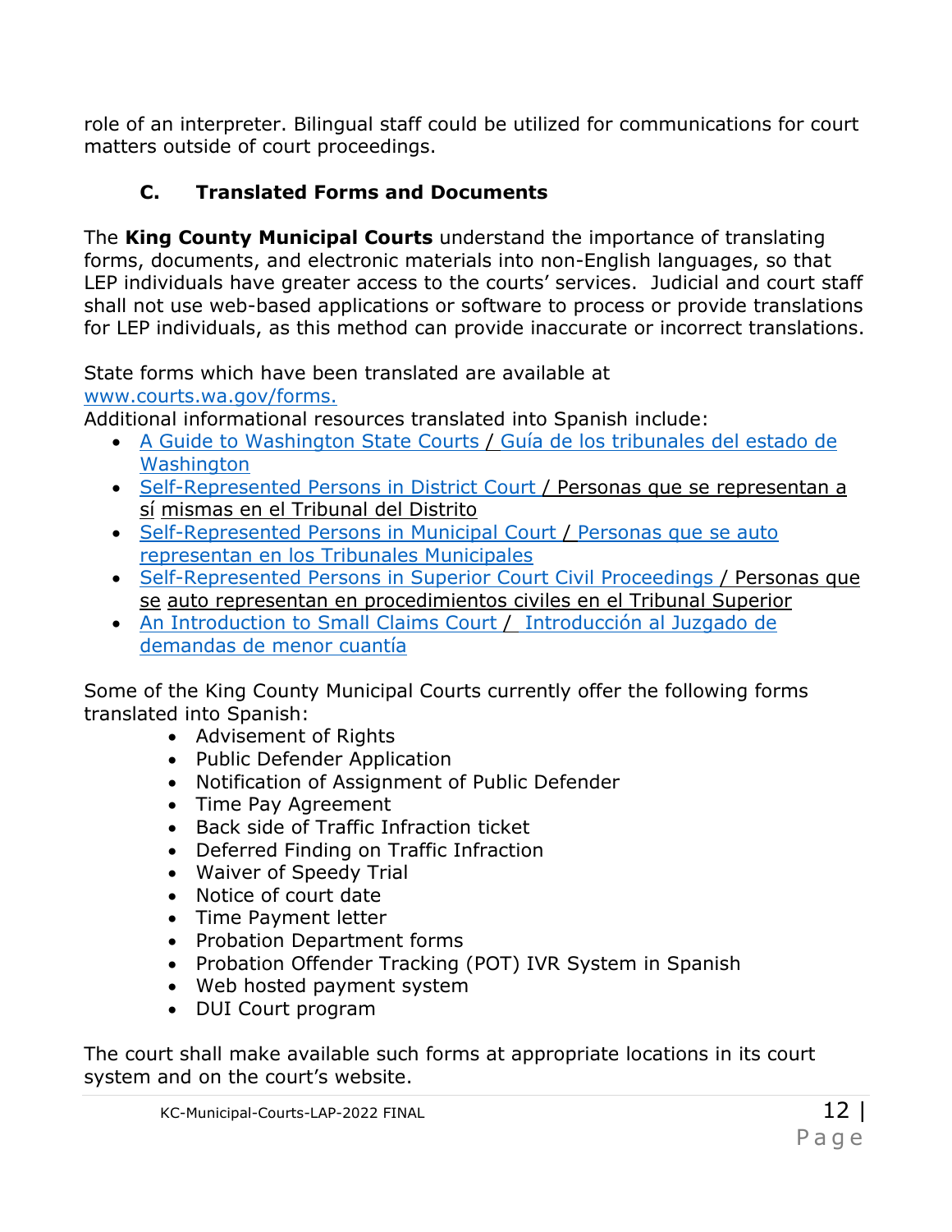role of an interpreter. Bilingual staff could be utilized for communications for court matters outside of court proceedings.

### C. Translated Forms and Documents

The **King County Municipal Courts** understand the importance of translating forms, documents, and electronic materials into non-English languages, so that LEP individuals have greater access to the courts' services. Judicial and court staff shall not use web-based applications or software to process or provide translations for LEP individuals, as this method can provide inaccurate or incorrect translations.

State forms which have been translated are available at www.courts.wa.gov/forms.

Additional informational resources translated into Spanish include:

- A Guide to Washington State Courts / Guía de los tribunales del estado de Washington
- Self-Represented Persons in District Court / Personas que se representan a sí mismas en el Tribunal del Distrito
- Self-Represented Persons in Municipal Court / Personas que se auto representan en los Tribunales Municipales
- Self-Represented Persons in Superior Court Civil Proceedings / Personas que se auto representan en procedimientos civiles en el Tribunal Superior
- An Introduction to Small Claims Court / Introducción al Juzgado de demandas de menor cuantía

Some of the King County Municipal Courts currently offer the following forms translated into Spanish:

- Advisement of Rights
- Public Defender Application
- Notification of Assignment of Public Defender
- Time Pay Agreement
- Back side of Traffic Infraction ticket
- Deferred Finding on Traffic Infraction
- Waiver of Speedy Trial
- Notice of court date
- Time Payment letter
- Probation Department forms
- Probation Offender Tracking (POT) IVR System in Spanish
- Web hosted payment system
- DUI Court program

The court shall make available such forms at appropriate locations in its court system and on the court's website.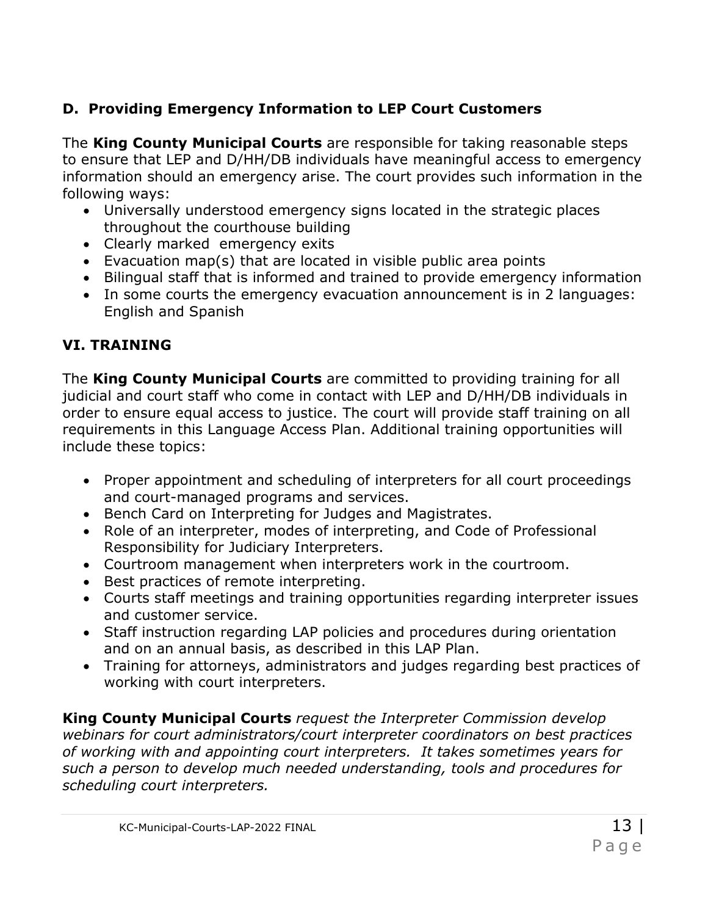### D. Providing Emergency Information to LEP Court Customers

The **King County Municipal Courts** are responsible for taking reasonable steps to ensure that LEP and D/HH/DB individuals have meaningful access to emergency information should an emergency arise. The court provides such information in the following ways:

- Universally understood emergency signs located in the strategic places throughout the courthouse building
- Clearly marked emergency exits
- Evacuation map(s) that are located in visible public area points
- Bilingual staff that is informed and trained to provide emergency information
- In some courts the emergency evacuation announcement is in 2 languages: English and Spanish

## VI. TRAINING

The **King County Municipal Courts** are committed to providing training for all judicial and court staff who come in contact with LEP and D/HH/DB individuals in order to ensure equal access to justice. The court will provide staff training on all requirements in this Language Access Plan. Additional training opportunities will include these topics:

- Proper appointment and scheduling of interpreters for all court proceedings and court-managed programs and services.
- Bench Card on Interpreting for Judges and Magistrates.
- Role of an interpreter, modes of interpreting, and Code of Professional Responsibility for Judiciary Interpreters.
- Courtroom management when interpreters work in the courtroom.
- Best practices of remote interpreting.
- Courts staff meetings and training opportunities regarding interpreter issues and customer service.
- Staff instruction regarding LAP policies and procedures during orientation and on an annual basis, as described in this LAP Plan.
- Training for attorneys, administrators and judges regarding best practices of working with court interpreters.

**King County Municipal Courts** *request the Interpreter Commission develop webinars for court administrators/court interpreter coordinators on best practices of working with and appointing court interpreters. It takes sometimes years for such a person to develop much needed understanding, tools and procedures for scheduling court interpreters.*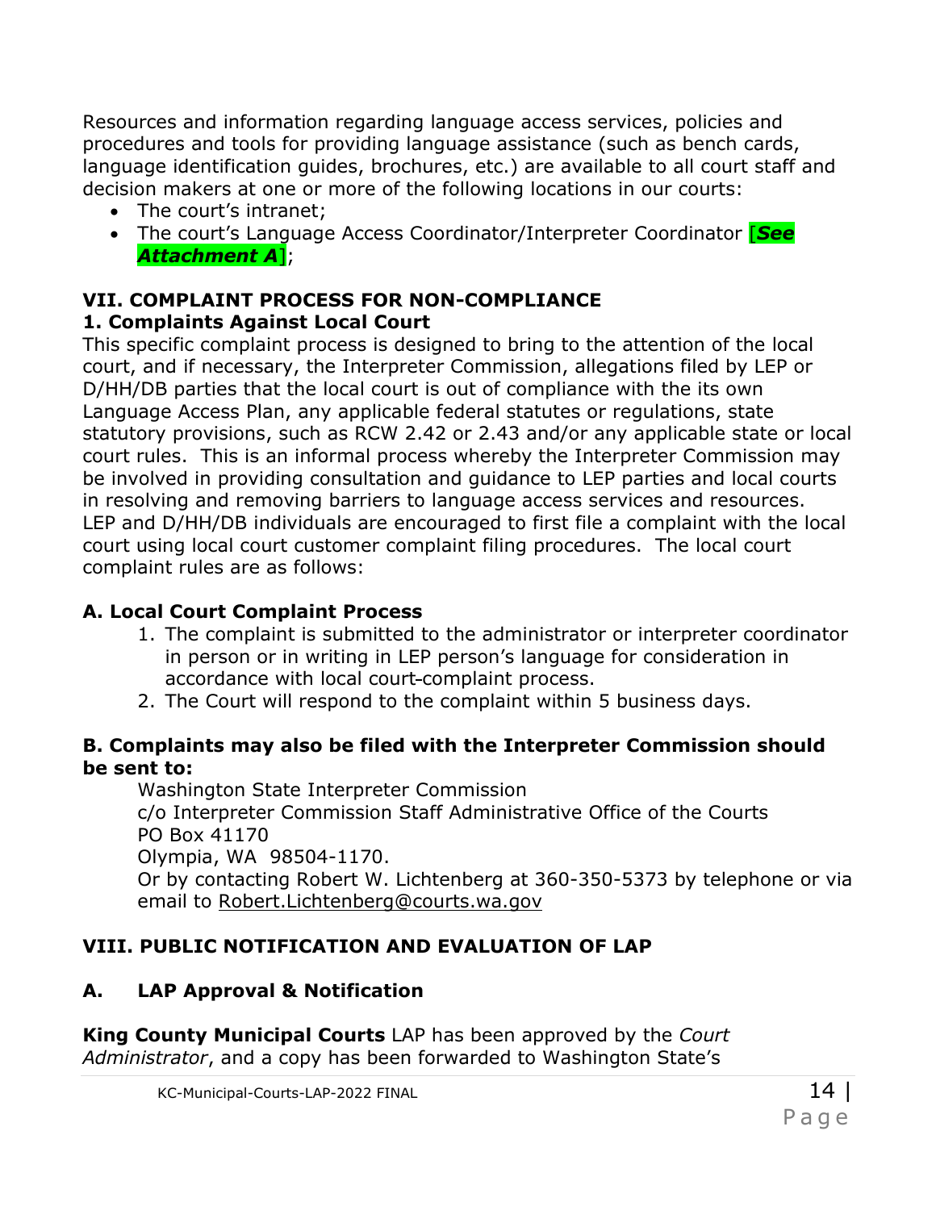Resources and information regarding language access services, policies and procedures and tools for providing language assistance (such as bench cards, language identification guides, brochures, etc.) are available to all court staff and decision makers at one or more of the following locations in our courts:

- The court's intranet;
- The court's Language Access Coordinator/Interpreter Coordinator [***See Attachment A***];

## VII. COMPLAINT PROCESS FOR NON-COMPLIANCE

### 1. Complaints Against Local Court

This specific complaint process is designed to bring to the attention of the local court, and if necessary, the Interpreter Commission, allegations filed by LEP or D/HH/DB parties that the local court is out of compliance with the its own Language Access Plan, any applicable federal statutes or regulations, state statutory provisions, such as RCW 2.42 or 2.43 and/or any applicable state or local court rules. This is an informal process whereby the Interpreter Commission may be involved in providing consultation and guidance to LEP parties and local courts in resolving and removing barriers to language access services and resources. LEP and D/HH/DB individuals are encouraged to first file a complaint with the local court using local court customer complaint filing procedures. The local court complaint rules are as follows:

### A. Local Court Complaint Process

1. The complaint is submitted to the administrator or interpreter coordinator in person or in writing in LEP person's language for consideration in accordance with local court complaint process.
2. The Court will respond to the complaint within 5 business days.

### B. Complaints may also be filed with the Interpreter Commission should be sent to:

Washington State Interpreter Commission
c/o Interpreter Commission Staff Administrative Office of the Courts
PO Box 41170
Olympia, WA 98504-1170.
Or by contacting Robert W. Lichtenberg at 360-350-5373 by telephone or via email to Robert.Lichtenberg@courts.wa.gov

## VIII. PUBLIC NOTIFICATION AND EVALUATION OF LAP

### A. LAP Approval & Notification

**King County Municipal Courts** LAP has been approved by the *Court Administrator*, and a copy has been forwarded to Washington State's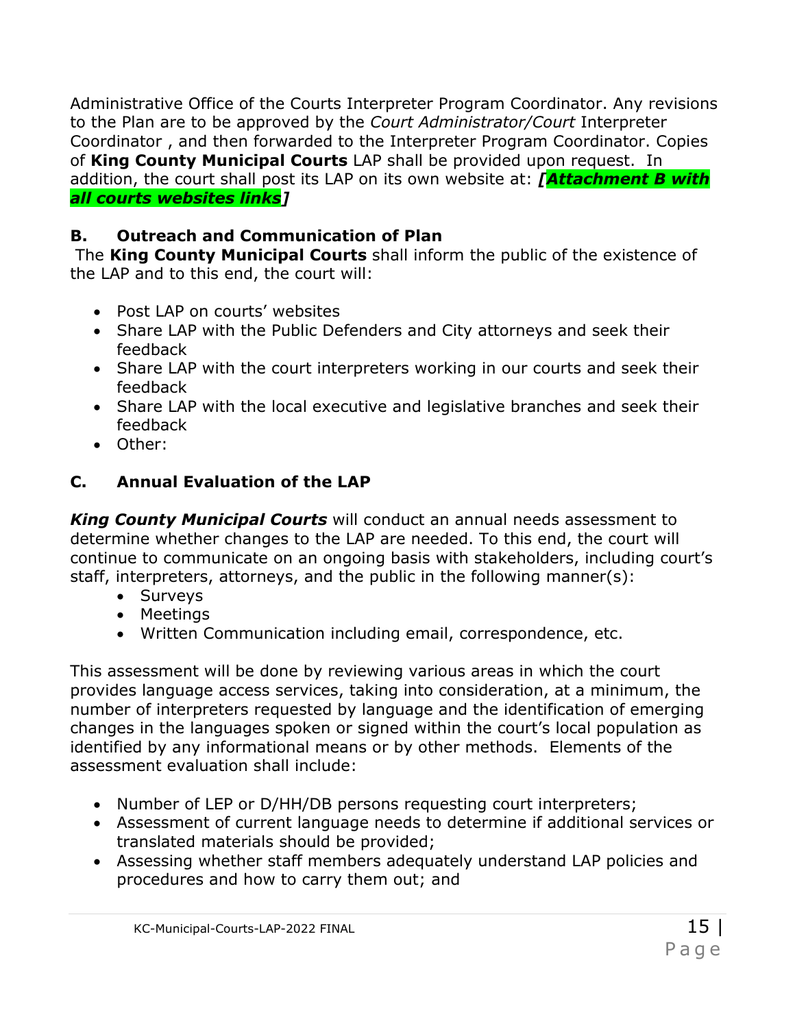Administrative Office of the Courts Interpreter Program Coordinator. Any revisions to the Plan are to be approved by the *Court Administrator/Court* Interpreter Coordinator , and then forwarded to the Interpreter Program Coordinator. Copies of **King County Municipal Courts** LAP shall be provided upon request. In addition, the court shall post its LAP on its own website at: ***[Attachment B with all courts websites links]***

## B. Outreach and Communication of Plan

The **King County Municipal Courts** shall inform the public of the existence of the LAP and to this end, the court will:

- Post LAP on courts' websites
- Share LAP with the Public Defenders and City attorneys and seek their feedback
- Share LAP with the court interpreters working in our courts and seek their feedback
- Share LAP with the local executive and legislative branches and seek their feedback
- Other:

## C. Annual Evaluation of the LAP

***King County Municipal Courts*** will conduct an annual needs assessment to determine whether changes to the LAP are needed. To this end, the court will continue to communicate on an ongoing basis with stakeholders, including court's staff, interpreters, attorneys, and the public in the following manner(s):

- Surveys
- Meetings
- Written Communication including email, correspondence, etc.

This assessment will be done by reviewing various areas in which the court provides language access services, taking into consideration, at a minimum, the number of interpreters requested by language and the identification of emerging changes in the languages spoken or signed within the court's local population as identified by any informational means or by other methods. Elements of the assessment evaluation shall include:

- Number of LEP or D/HH/DB persons requesting court interpreters;
- Assessment of current language needs to determine if additional services or translated materials should be provided;
- Assessing whether staff members adequately understand LAP policies and procedures and how to carry them out; and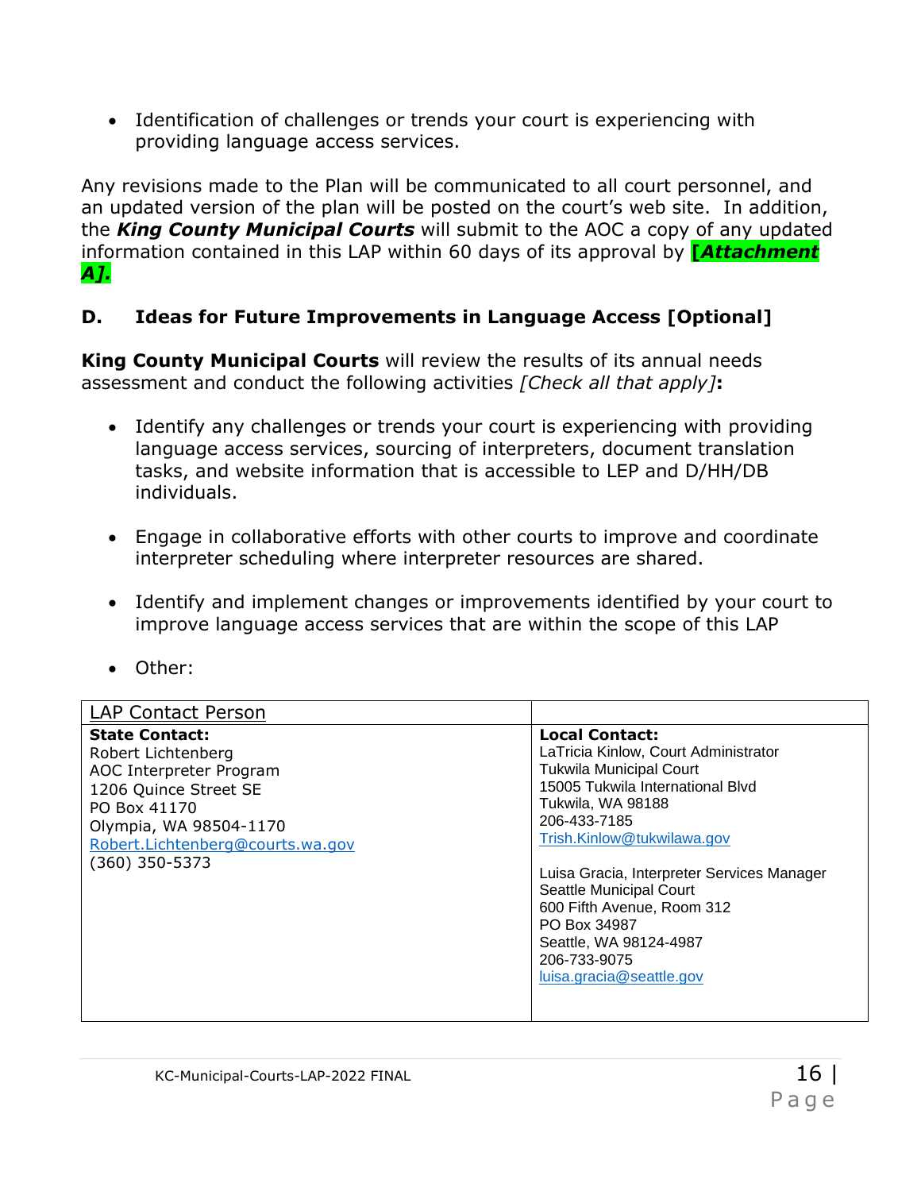- Identification of challenges or trends your court is experiencing with providing language access services.

Any revisions made to the Plan will be communicated to all court personnel, and an updated version of the plan will be posted on the court's web site. In addition, the ***King County Municipal Courts*** will submit to the AOC a copy of any updated information contained in this LAP within 60 days of its approval by ***[Attachment A].***

### D. Ideas for Future Improvements in Language Access [Optional]

**King County Municipal Courts** will review the results of its annual needs assessment and conduct the following activities *[Check all that apply]***:**

- Identify any challenges or trends your court is experiencing with providing language access services, sourcing of interpreters, document translation tasks, and website information that is accessible to LEP and D/HH/DB individuals.

- Engage in collaborative efforts with other courts to improve and coordinate interpreter scheduling where interpreter resources are shared.

- Identify and implement changes or improvements identified by your court to improve language access services that are within the scope of this LAP

- Other:

| LAP Contact Person | |
|---|---|
| **State Contact:**<br>Robert Lichtenberg<br>AOC Interpreter Program<br>1206 Quince Street SE<br>PO Box 41170<br>Olympia, WA 98504-1170<br>Robert.Lichtenberg@courts.wa.gov<br>(360) 350-5373 | **Local Contact:**<br>LaTricia Kinlow, Court Administrator<br>Tukwila Municipal Court<br>15005 Tukwila International Blvd<br>Tukwila, WA 98188<br>206-433-7185<br>Trish.Kinlow@tukwilawa.gov<br><br>Luisa Gracia, Interpreter Services Manager<br>Seattle Municipal Court<br>600 Fifth Avenue, Room 312<br>PO Box 34987<br>Seattle, WA 98124-4987<br>206-733-9075<br>luisa.gracia@seattle.gov |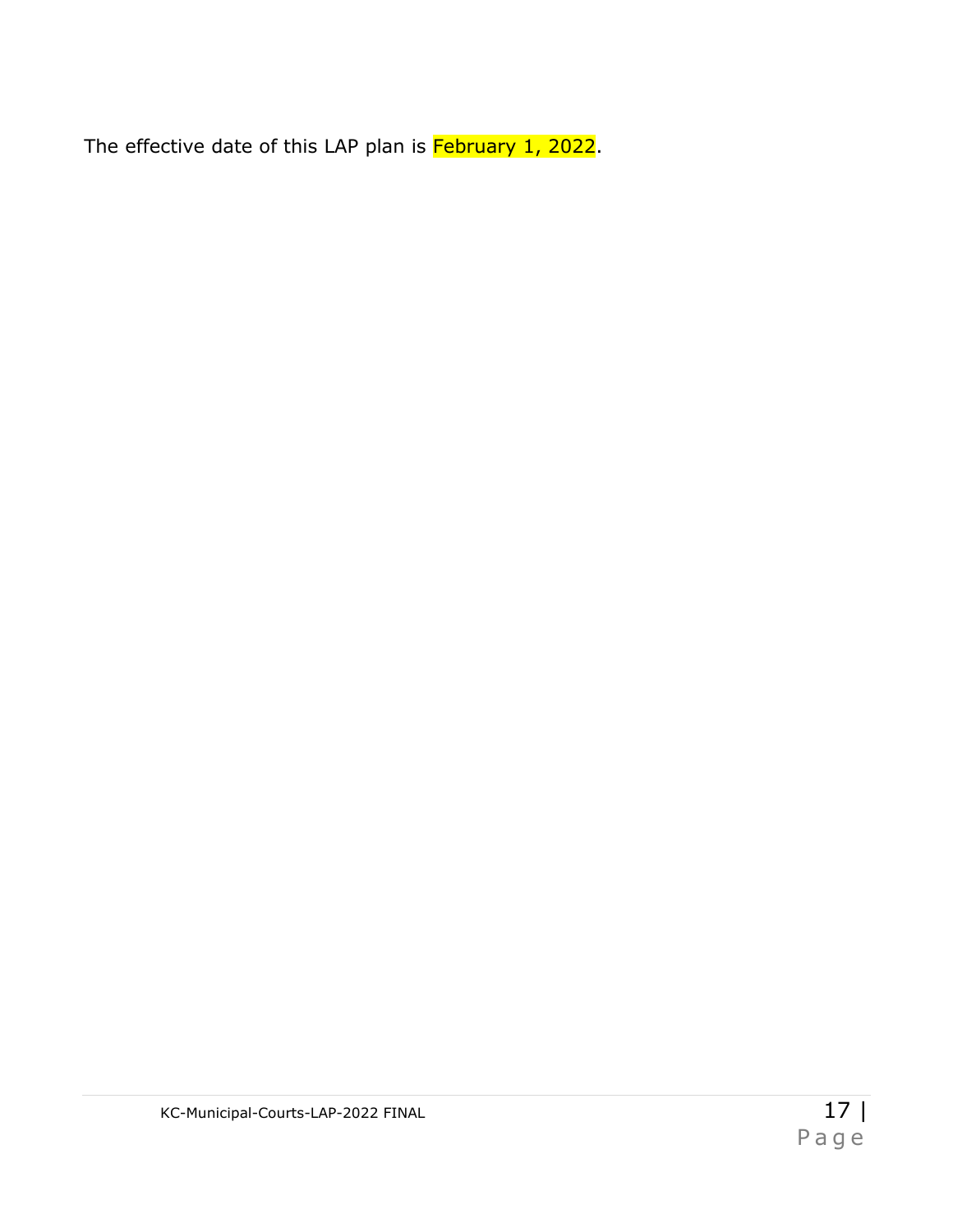The effective date of this LAP plan is February 1, 2022.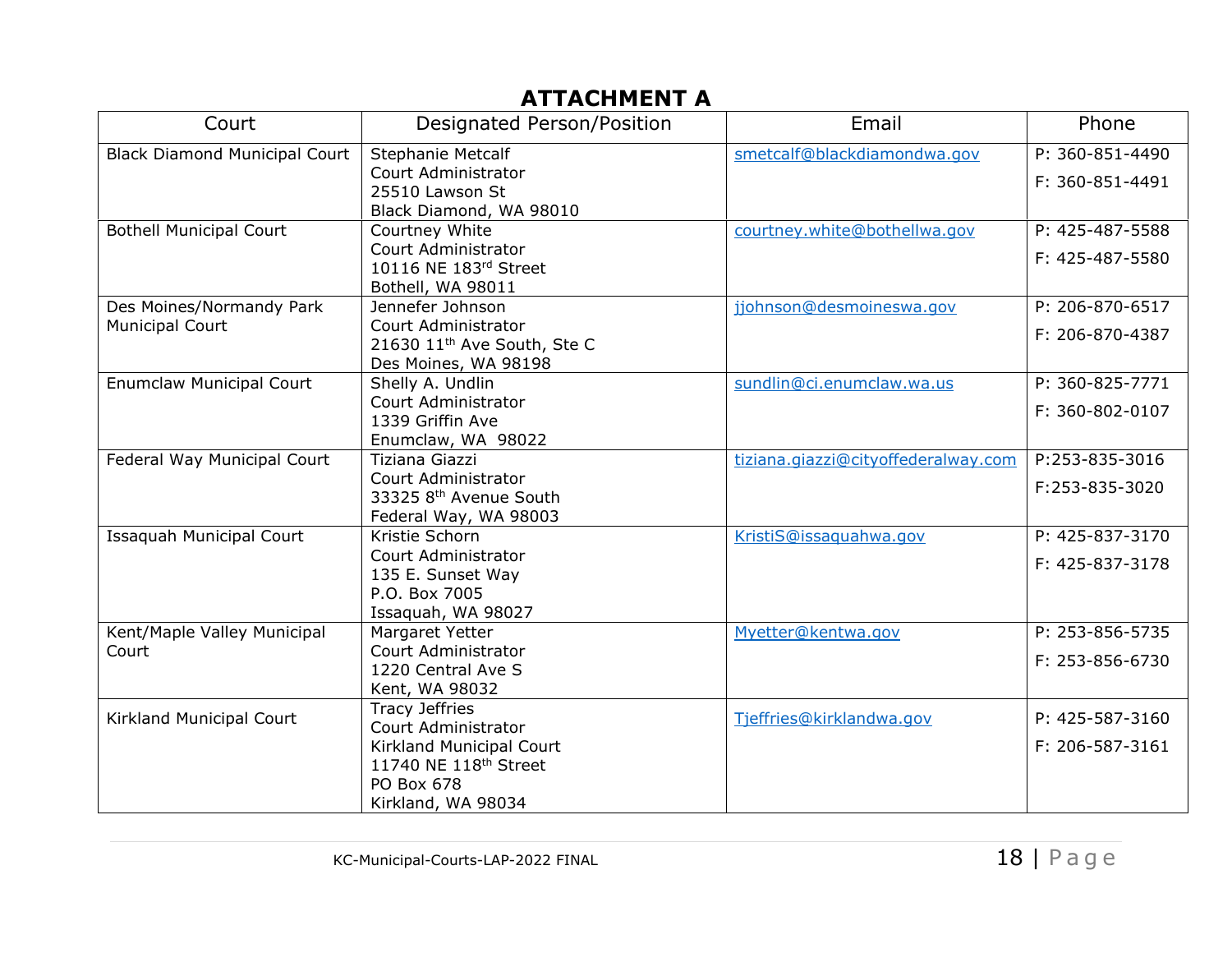## ATTACHMENT A

| Court | Designated Person/Position | Email | Phone |
|---|---|---|---|
| Black Diamond Municipal Court | Stephanie Metcalf<br>Court Administrator<br>25510 Lawson St<br>Black Diamond, WA 98010 | smetcalf@blackdiamondwa.gov | P: 360-851-4490<br>F: 360-851-4491 |
| Bothell Municipal Court | Courtney White<br>Court Administrator<br>10116 NE 183rd Street<br>Bothell, WA 98011 | courtney.white@bothellwa.gov | P: 425-487-5588<br>F: 425-487-5580 |
| Des Moines/Normandy Park Municipal Court | Jennefer Johnson<br>Court Administrator<br>21630 11th Ave South, Ste C<br>Des Moines, WA 98198 | jjohnson@desmoineswa.gov | P: 206-870-6517<br>F: 206-870-4387 |
| Enumclaw Municipal Court | Shelly A. Undlin<br>Court Administrator<br>1339 Griffin Ave<br>Enumclaw, WA 98022 | sundlin@ci.enumclaw.wa.us | P: 360-825-7771<br>F: 360-802-0107 |
| Federal Way Municipal Court | Tiziana Giazzi<br>Court Administrator<br>33325 8th Avenue South<br>Federal Way, WA 98003 | tiziana.giazzi@cityoffederalway.com | P:253-835-3016<br>F:253-835-3020 |
| Issaquah Municipal Court | Kristie Schorn<br>Court Administrator<br>135 E. Sunset Way<br>P.O. Box 7005<br>Issaquah, WA 98027 | KristiS@issaquahwa.gov | P: 425-837-3170<br>F: 425-837-3178 |
| Kent/Maple Valley Municipal Court | Margaret Yetter<br>Court Administrator<br>1220 Central Ave S<br>Kent, WA 98032 | Myetter@kentwa.gov | P: 253-856-5735<br>F: 253-856-6730 |
| Kirkland Municipal Court | Tracy Jeffries<br>Court Administrator<br>Kirkland Municipal Court<br>11740 NE 118th Street<br>PO Box 678<br>Kirkland, WA 98034 | Tjeffries@kirklandwa.gov | P: 425-587-3160<br>F: 206-587-3161 |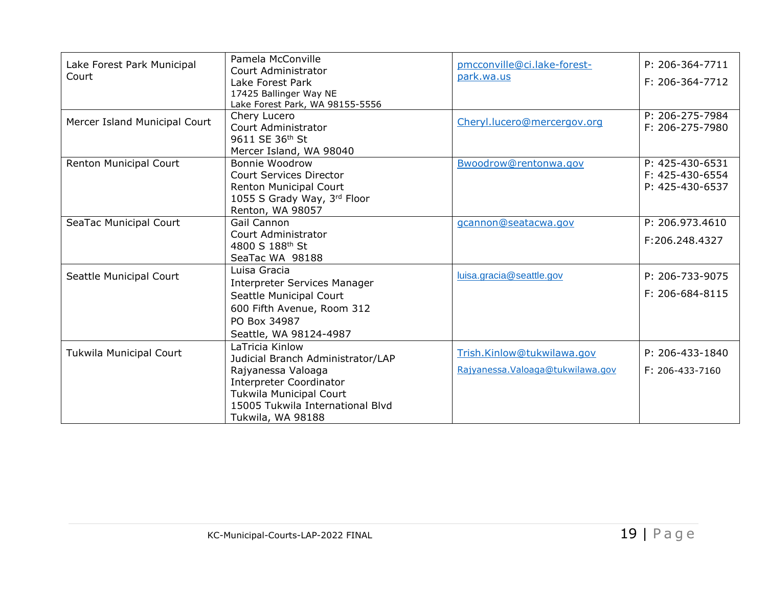| | | | |
|---|---|---|---|
| Lake Forest Park Municipal Court | Pamela McConville<br>Court Administrator<br>Lake Forest Park<br>17425 Ballinger Way NE<br>Lake Forest Park, WA 98155-5556 | pmcconville@ci.lake-forest-park.wa.us | P: 206-364-7711<br>F: 206-364-7712 |
| Mercer Island Municipal Court | Chery Lucero<br>Court Administrator<br>9611 SE 36th St<br>Mercer Island, WA 98040 | Cheryl.lucero@mercergov.org | P: 206-275-7984<br>F: 206-275-7980 |
| Renton Municipal Court | Bonnie Woodrow<br>Court Services Director<br>Renton Municipal Court<br>1055 S Grady Way, 3rd Floor<br>Renton, WA 98057 | Bwoodrow@rentonwa.gov | P: 425-430-6531<br>F: 425-430-6554<br>P: 425-430-6537 |
| SeaTac Municipal Court | Gail Cannon<br>Court Administrator<br>4800 S 188th St<br>SeaTac WA 98188 | gcannon@seatacwa.gov | P: 206.973.4610<br>F:206.248.4327 |
| Seattle Municipal Court | Luisa Gracia<br>Interpreter Services Manager<br>Seattle Municipal Court<br>600 Fifth Avenue, Room 312<br>PO Box 34987<br>Seattle, WA 98124-4987 | luisa.gracia@seattle.gov | P: 206-733-9075<br>F: 206-684-8115 |
| Tukwila Municipal Court | LaTricia Kinlow<br>Judicial Branch Administrator/LAP<br>Rajyanessa Valoaga<br>Interpreter Coordinator<br>Tukwila Municipal Court<br>15005 Tukwila International Blvd<br>Tukwila, WA 98188 | Trish.Kinlow@tukwilawa.gov<br>Rajyanessa.Valoaga@tukwilawa.gov | P: 206-433-1840<br>F: 206-433-7160 |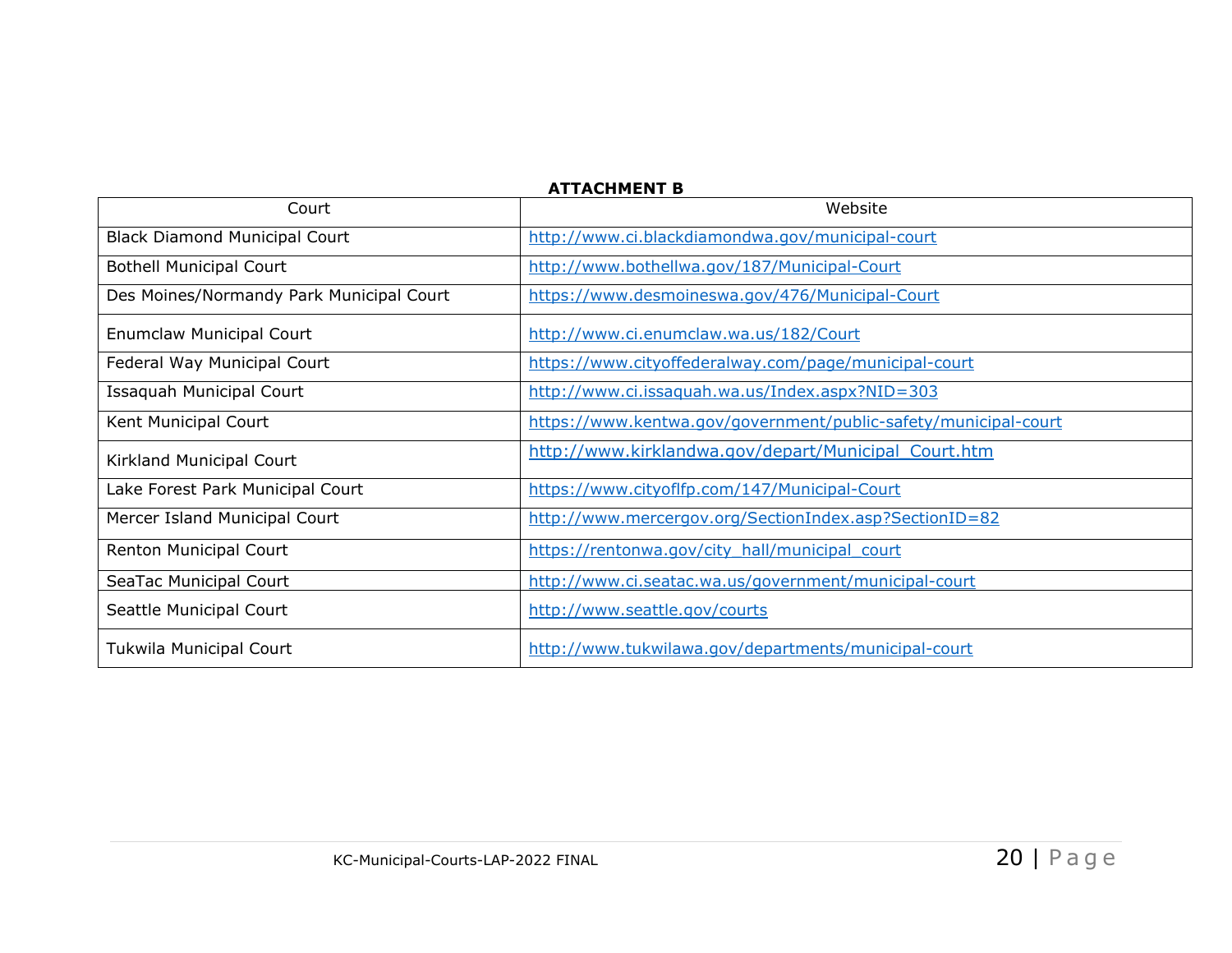**ATTACHMENT B**

| Court | Website |
| --- | --- |
| Black Diamond Municipal Court | http://www.ci.blackdiamondwa.gov/municipal-court |
| Bothell Municipal Court | http://www.bothellwa.gov/187/Municipal-Court |
| Des Moines/Normandy Park Municipal Court | https://www.desmoineswa.gov/476/Municipal-Court |
| Enumclaw Municipal Court | http://www.ci.enumclaw.wa.us/182/Court |
| Federal Way Municipal Court | https://www.cityoffederalway.com/page/municipal-court |
| Issaquah Municipal Court | http://www.ci.issaquah.wa.us/Index.aspx?NID=303 |
| Kent Municipal Court | https://www.kentwa.gov/government/public-safety/municipal-court |
| Kirkland Municipal Court | http://www.kirklandwa.gov/depart/Municipal_Court.htm |
| Lake Forest Park Municipal Court | https://www.cityoflfp.com/147/Municipal-Court |
| Mercer Island Municipal Court | http://www.mercergov.org/SectionIndex.asp?SectionID=82 |
| Renton Municipal Court | https://rentonwa.gov/city_hall/municipal_court |
| SeaTac Municipal Court | http://www.ci.seatac.wa.us/government/municipal-court |
| Seattle Municipal Court | http://www.seattle.gov/courts |
| Tukwila Municipal Court | http://www.tukwilawa.gov/departments/municipal-court |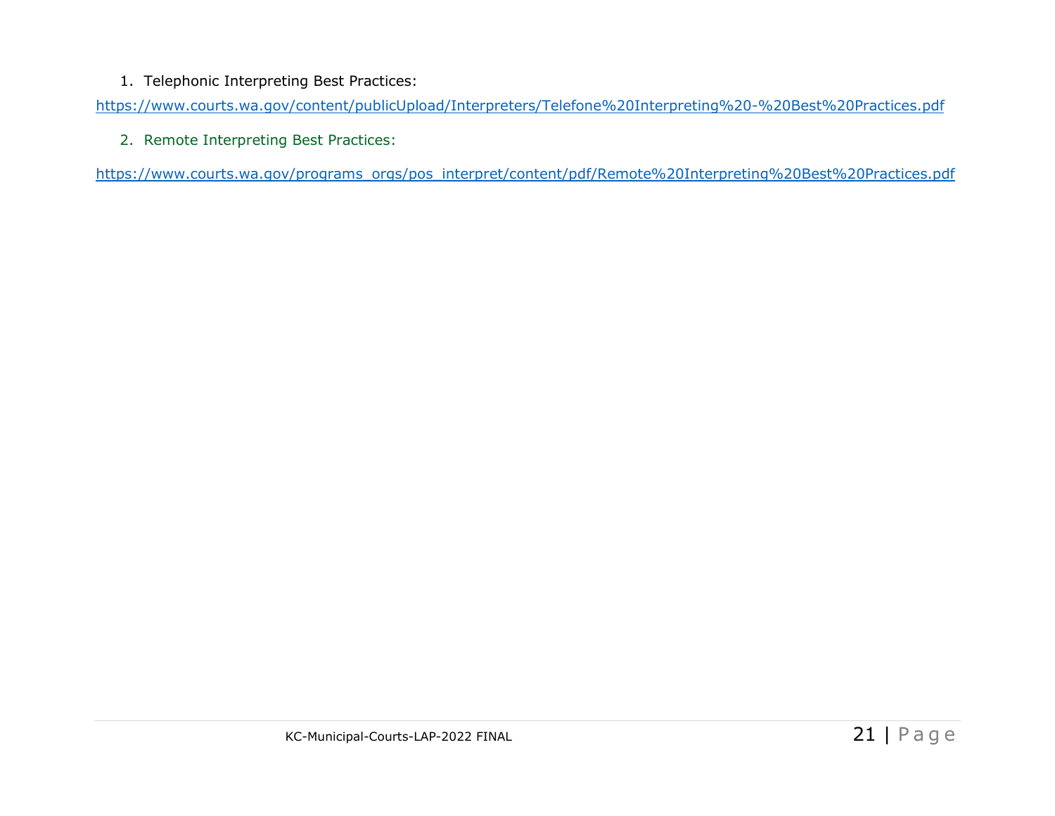1. Telephonic Interpreting Best Practices:

https://www.courts.wa.gov/content/publicUpload/Interpreters/Telefone%20Interpreting%20-%20Best%20Practices.pdf

2. Remote Interpreting Best Practices:

https://www.courts.wa.gov/programs_orgs/pos_interpret/content/pdf/Remote%20Interpreting%20Best%20Practices.pdf